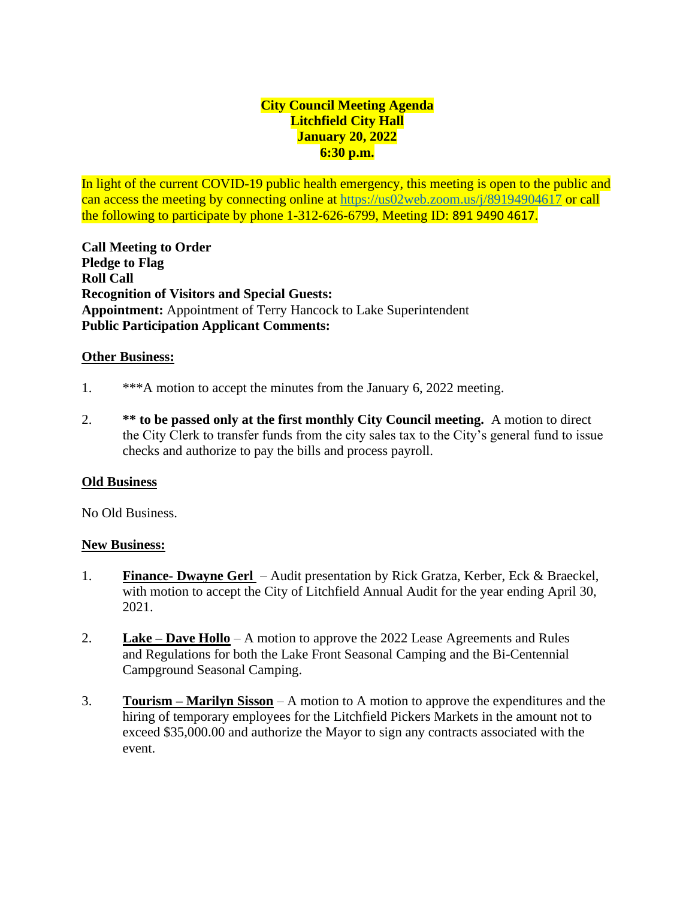**City Council Meeting Agenda**
**Litchfield City Hall**
**January 20, 2022**
**6:30 p.m.**

In light of the current COVID-19 public health emergency, this meeting is open to the public and can access the meeting by connecting online at https://us02web.zoom.us/j/89194904617 or call the following to participate by phone 1-312-626-6799, Meeting ID: 891 9490 4617.

**Call Meeting to Order**
**Pledge to Flag**
**Roll Call**
**Recognition of Visitors and Special Guests:**
**Appointment:** Appointment of Terry Hancock to Lake Superintendent
**Public Participation Applicant Comments:**

**Other Business:**

1. ***A motion to accept the minutes from the January 6, 2022 meeting.

2. **** to be passed only at the first monthly City Council meeting.** A motion to direct the City Clerk to transfer funds from the city sales tax to the City's general fund to issue checks and authorize to pay the bills and process payroll.

**Old Business**

No Old Business.

**New Business:**

1. **Finance- Dwayne Gerl** – Audit presentation by Rick Gratza, Kerber, Eck & Braeckel, with motion to accept the City of Litchfield Annual Audit for the year ending April 30, 2021.

2. **Lake – Dave Hollo** – A motion to approve the 2022 Lease Agreements and Rules and Regulations for both the Lake Front Seasonal Camping and the Bi-Centennial Campground Seasonal Camping.

3. **Tourism – Marilyn Sisson** – A motion to A motion to approve the expenditures and the hiring of temporary employees for the Litchfield Pickers Markets in the amount not to exceed $35,000.00 and authorize the Mayor to sign any contracts associated with the event.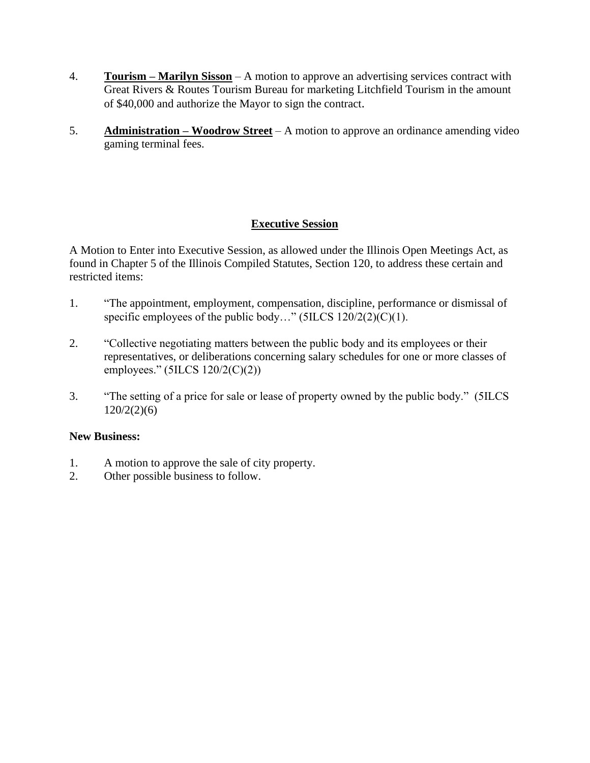4. **Tourism – Marilyn Sisson** – A motion to approve an advertising services contract with Great Rivers & Routes Tourism Bureau for marketing Litchfield Tourism in the amount of $40,000 and authorize the Mayor to sign the contract.

5. **Administration – Woodrow Street** – A motion to approve an ordinance amending video gaming terminal fees.

## Executive Session

A Motion to Enter into Executive Session, as allowed under the Illinois Open Meetings Act, as found in Chapter 5 of the Illinois Compiled Statutes, Section 120, to address these certain and restricted items:

1. "The appointment, employment, compensation, discipline, performance or dismissal of specific employees of the public body…" (5ILCS 120/2(2)(C)(1).

2. "Collective negotiating matters between the public body and its employees or their representatives, or deliberations concerning salary schedules for one or more classes of employees." (5ILCS 120/2(C)(2))

3. "The setting of a price for sale or lease of property owned by the public body." (5ILCS 120/2(2)(6)

**New Business:**

1. A motion to approve the sale of city property.
2. Other possible business to follow.